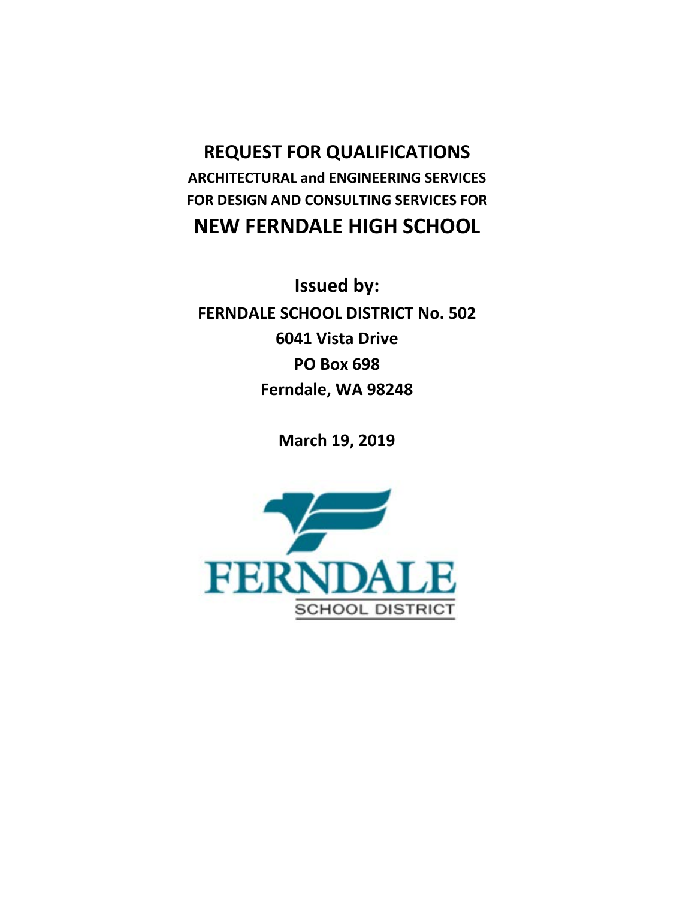# REQUEST FOR QUALIFICATIONS

## ARCHITECTURAL and ENGINEERING SERVICES
## FOR DESIGN AND CONSULTING SERVICES FOR

# NEW FERNDALE HIGH SCHOOL

**Issued by:**

**FERNDALE SCHOOL DISTRICT No. 502**

**6041 Vista Drive**

**PO Box 698**

**Ferndale, WA 98248**

**March 19, 2019**

FERNDALE
SCHOOL DISTRICT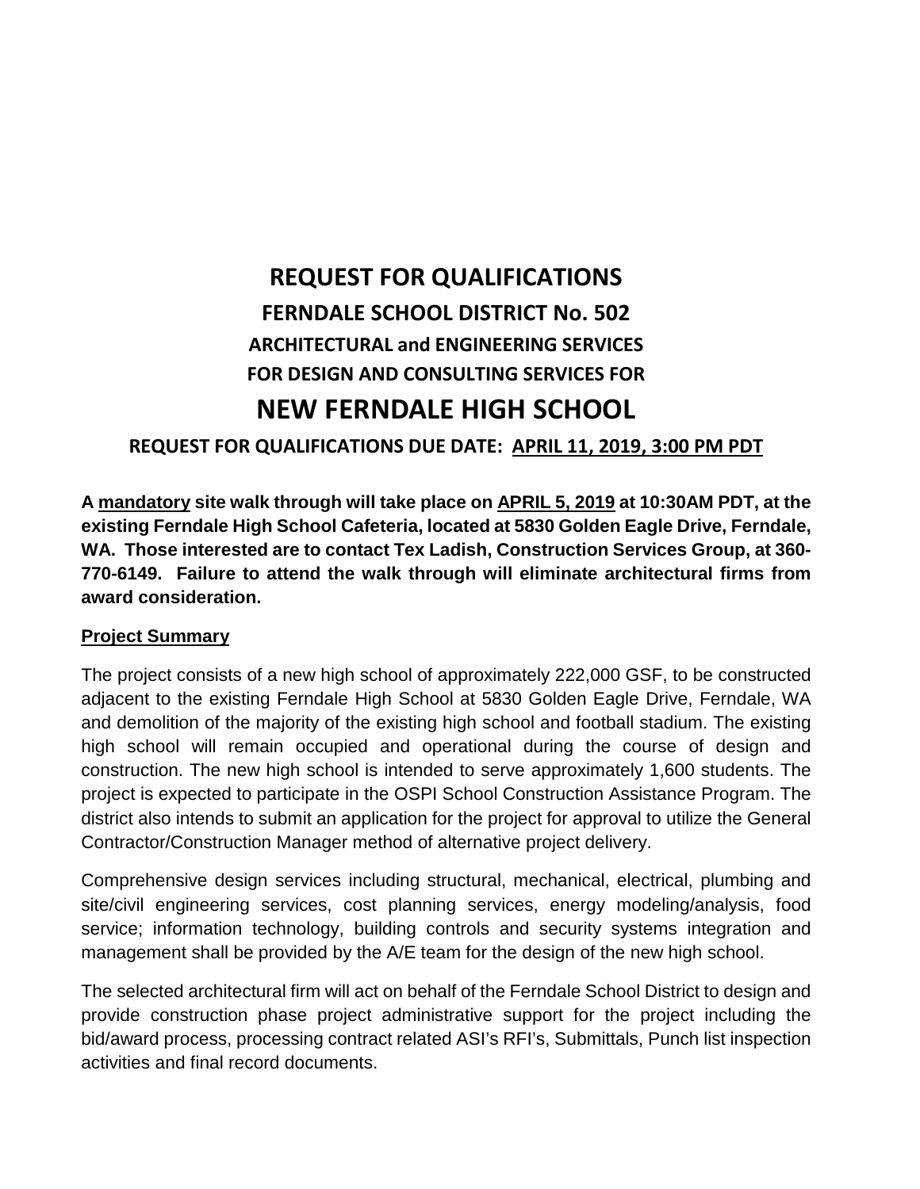# REQUEST FOR QUALIFICATIONS

## FERNDALE SCHOOL DISTRICT No. 502

### ARCHITECTURAL and ENGINEERING SERVICES

### FOR DESIGN AND CONSULTING SERVICES FOR

# NEW FERNDALE HIGH SCHOOL

### REQUEST FOR QUALIFICATIONS DUE DATE: APRIL 11, 2019, 3:00 PM PDT

**A mandatory site walk through will take place on APRIL 5, 2019 at 10:30AM PDT, at the existing Ferndale High School Cafeteria, located at 5830 Golden Eagle Drive, Ferndale, WA. Those interested are to contact Tex Ladish, Construction Services Group, at 360-770-6149. Failure to attend the walk through will eliminate architectural firms from award consideration.**

**Project Summary**

The project consists of a new high school of approximately 222,000 GSF, to be constructed adjacent to the existing Ferndale High School at 5830 Golden Eagle Drive, Ferndale, WA and demolition of the majority of the existing high school and football stadium. The existing high school will remain occupied and operational during the course of design and construction. The new high school is intended to serve approximately 1,600 students. The project is expected to participate in the OSPI School Construction Assistance Program. The district also intends to submit an application for the project for approval to utilize the General Contractor/Construction Manager method of alternative project delivery.

Comprehensive design services including structural, mechanical, electrical, plumbing and site/civil engineering services, cost planning services, energy modeling/analysis, food service; information technology, building controls and security systems integration and management shall be provided by the A/E team for the design of the new high school.

The selected architectural firm will act on behalf of the Ferndale School District to design and provide construction phase project administrative support for the project including the bid/award process, processing contract related ASI's RFI's, Submittals, Punch list inspection activities and final record documents.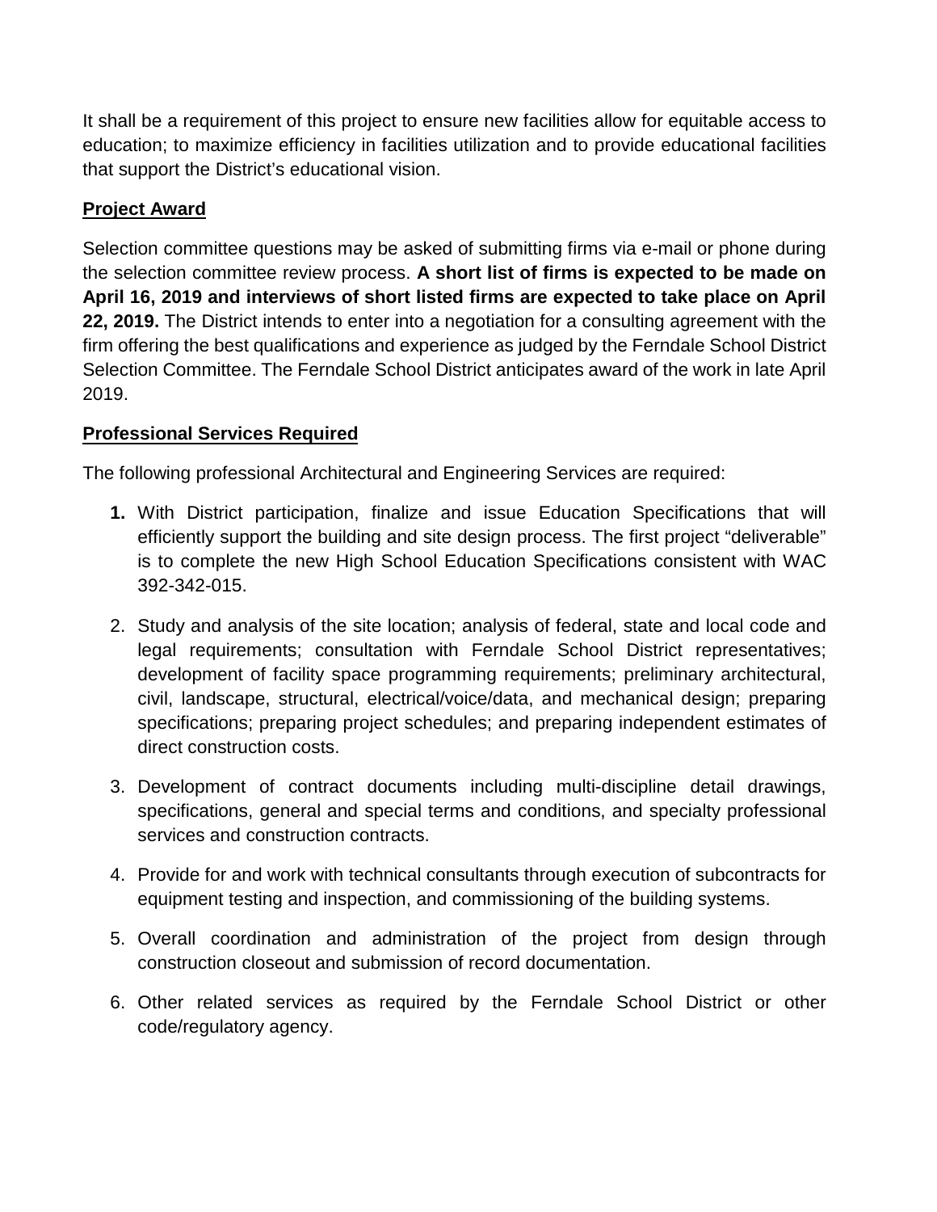It shall be a requirement of this project to ensure new facilities allow for equitable access to education; to maximize efficiency in facilities utilization and to provide educational facilities that support the District's educational vision.

## Project Award

Selection committee questions may be asked of submitting firms via e-mail or phone during the selection committee review process. **A short list of firms is expected to be made on April 16, 2019 and interviews of short listed firms are expected to take place on April 22, 2019.** The District intends to enter into a negotiation for a consulting agreement with the firm offering the best qualifications and experience as judged by the Ferndale School District Selection Committee. The Ferndale School District anticipates award of the work in late April 2019.

## Professional Services Required

The following professional Architectural and Engineering Services are required:

1. With District participation, finalize and issue Education Specifications that will efficiently support the building and site design process. The first project "deliverable" is to complete the new High School Education Specifications consistent with WAC 392-342-015.
2. Study and analysis of the site location; analysis of federal, state and local code and legal requirements; consultation with Ferndale School District representatives; development of facility space programming requirements; preliminary architectural, civil, landscape, structural, electrical/voice/data, and mechanical design; preparing specifications; preparing project schedules; and preparing independent estimates of direct construction costs.
3. Development of contract documents including multi-discipline detail drawings, specifications, general and special terms and conditions, and specialty professional services and construction contracts.
4. Provide for and work with technical consultants through execution of subcontracts for equipment testing and inspection, and commissioning of the building systems.
5. Overall coordination and administration of the project from design through construction closeout and submission of record documentation.
6. Other related services as required by the Ferndale School District or other code/regulatory agency.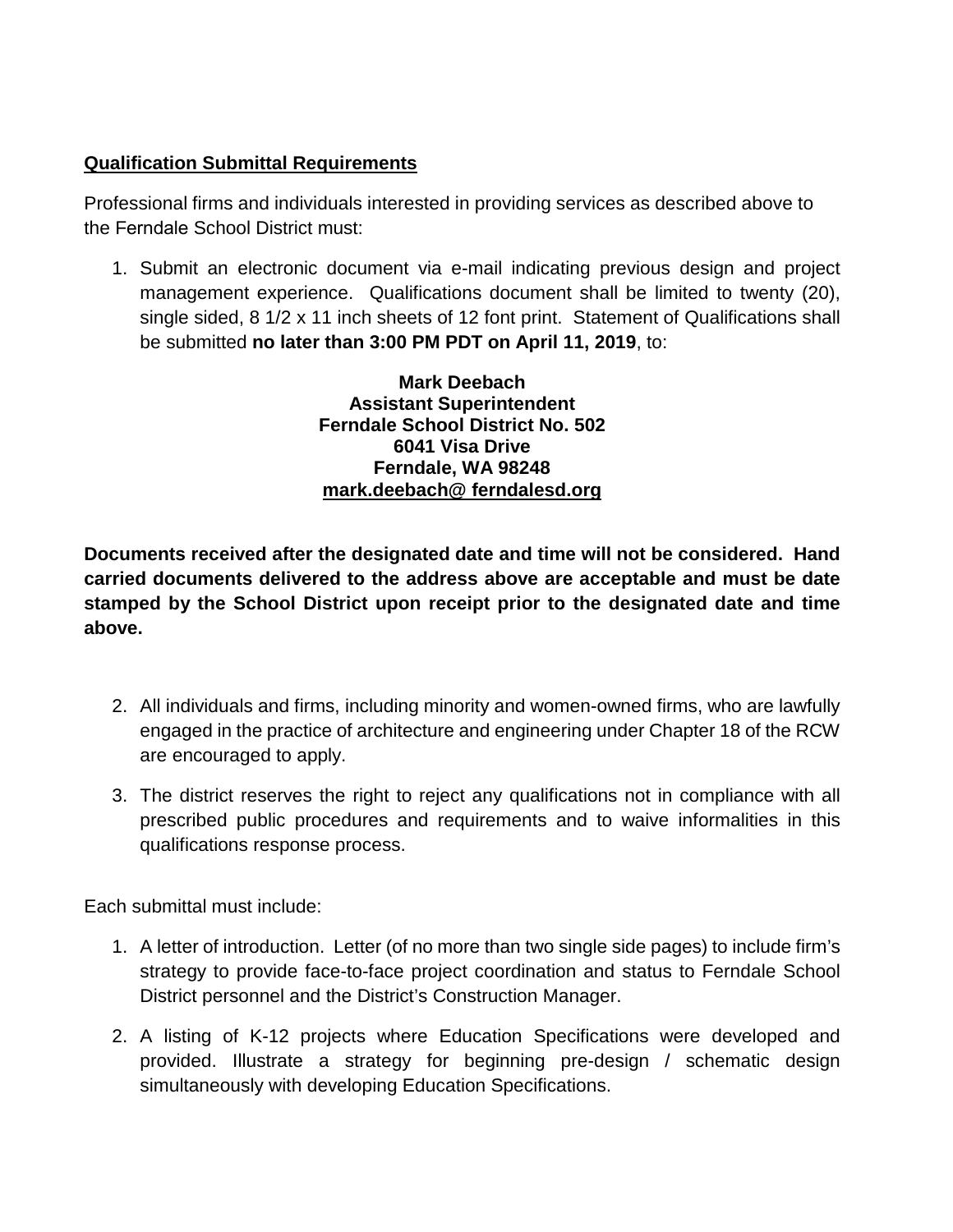**Qualification Submittal Requirements**

Professional firms and individuals interested in providing services as described above to the Ferndale School District must:

1. Submit an electronic document via e-mail indicating previous design and project management experience. Qualifications document shall be limited to twenty (20), single sided, 8 1/2 x 11 inch sheets of 12 font print. Statement of Qualifications shall be submitted **no later than 3:00 PM PDT on April 11, 2019**, to:

**Mark Deebach**
**Assistant Superintendent**
**Ferndale School District No. 502**
**6041 Visa Drive**
**Ferndale, WA 98248**
**mark.deebach@ ferndalesd.org**

**Documents received after the designated date and time will not be considered. Hand carried documents delivered to the address above are acceptable and must be date stamped by the School District upon receipt prior to the designated date and time above.**

2. All individuals and firms, including minority and women-owned firms, who are lawfully engaged in the practice of architecture and engineering under Chapter 18 of the RCW are encouraged to apply.
3. The district reserves the right to reject any qualifications not in compliance with all prescribed public procedures and requirements and to waive informalities in this qualifications response process.

Each submittal must include:

1. A letter of introduction. Letter (of no more than two single side pages) to include firm's strategy to provide face-to-face project coordination and status to Ferndale School District personnel and the District's Construction Manager.
2. A listing of K-12 projects where Education Specifications were developed and provided. Illustrate a strategy for beginning pre-design / schematic design simultaneously with developing Education Specifications.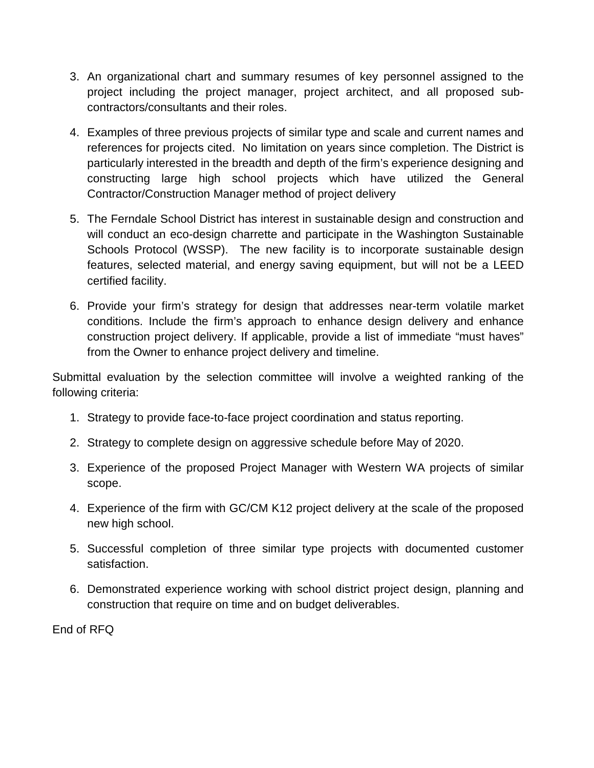3. An organizational chart and summary resumes of key personnel assigned to the project including the project manager, project architect, and all proposed sub-contractors/consultants and their roles.

4. Examples of three previous projects of similar type and scale and current names and references for projects cited. No limitation on years since completion. The District is particularly interested in the breadth and depth of the firm's experience designing and constructing large high school projects which have utilized the General Contractor/Construction Manager method of project delivery

5. The Ferndale School District has interest in sustainable design and construction and will conduct an eco-design charrette and participate in the Washington Sustainable Schools Protocol (WSSP). The new facility is to incorporate sustainable design features, selected material, and energy saving equipment, but will not be a LEED certified facility.

6. Provide your firm's strategy for design that addresses near-term volatile market conditions. Include the firm's approach to enhance design delivery and enhance construction project delivery. If applicable, provide a list of immediate "must haves" from the Owner to enhance project delivery and timeline.

Submittal evaluation by the selection committee will involve a weighted ranking of the following criteria:

1. Strategy to provide face-to-face project coordination and status reporting.

2. Strategy to complete design on aggressive schedule before May of 2020.

3. Experience of the proposed Project Manager with Western WA projects of similar scope.

4. Experience of the firm with GC/CM K12 project delivery at the scale of the proposed new high school.

5. Successful completion of three similar type projects with documented customer satisfaction.

6. Demonstrated experience working with school district project design, planning and construction that require on time and on budget deliverables.

End of RFQ